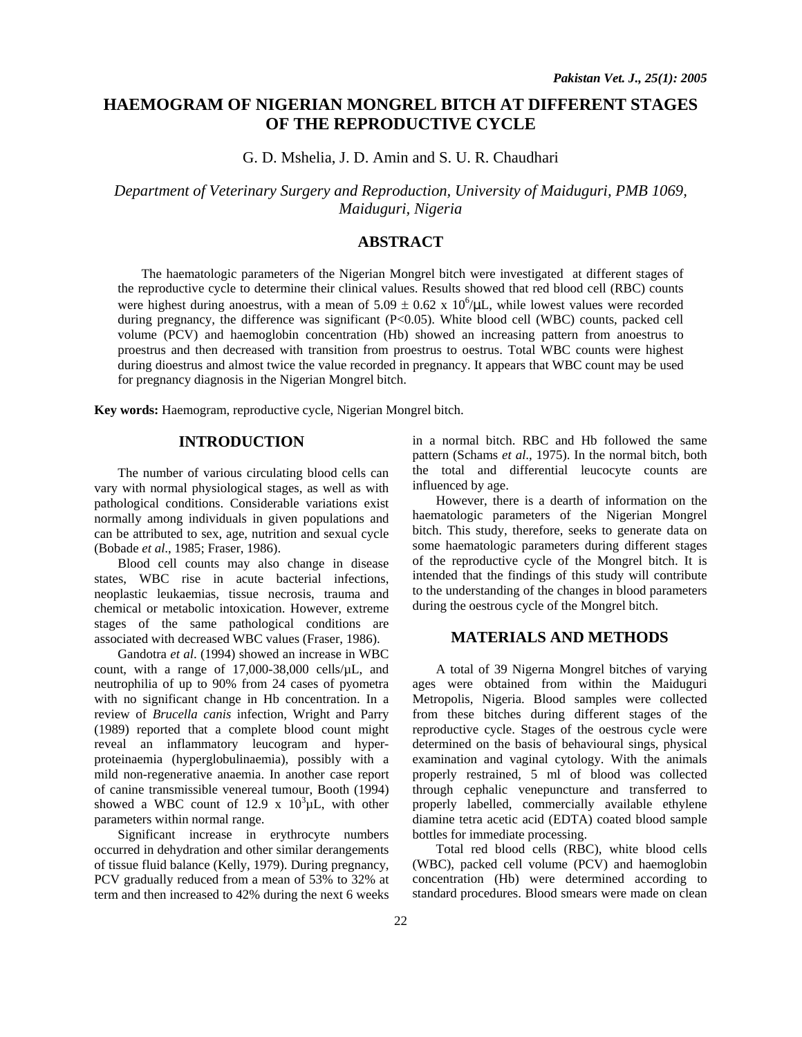# HAEMOGRAM OF NIGERIAN MONGREL BITCH AT DIFFERENT STAGES OF THE REPRODUCTIVE CYCLE

G. D. Mshelia, J. D. Amin and S. U. R. Chaudhari

*Department of Veterinary Surgery and Reproduction, University of Maiduguri, PMB 1069, Maiduguri, Nigeria*

## ABSTRACT

The haematologic parameters of the Nigerian Mongrel bitch were investigated at different stages of the reproductive cycle to determine their clinical values. Results showed that red blood cell (RBC) counts were highest during anoestrus, with a mean of $5.09 \pm 0.62 \times 10^6$/μL, while lowest values were recorded during pregnancy, the difference was significant ($P<0.05$). White blood cell (WBC) counts, packed cell volume (PCV) and haemoglobin concentration (Hb) showed an increasing pattern from anoestrus to proestrus and then decreased with transition from proestrus to oestrus. Total WBC counts were highest during dioestrus and almost twice the value recorded in pregnancy. It appears that WBC count may be used for pregnancy diagnosis in the Nigerian Mongrel bitch.

**Key words:** Haemogram, reproductive cycle, Nigerian Mongrel bitch.

## INTRODUCTION

The number of various circulating blood cells can vary with normal physiological stages, as well as with pathological conditions. Considerable variations exist normally among individuals in given populations and can be attributed to sex, age, nutrition and sexual cycle (Bobade *et al*., 1985; Fraser, 1986).

Blood cell counts may also change in disease states, WBC rise in acute bacterial infections, neoplastic leukaemias, tissue necrosis, trauma and chemical or metabolic intoxication. However, extreme stages of the same pathological conditions are associated with decreased WBC values (Fraser, 1986).

Gandotra *et al*. (1994) showed an increase in WBC count, with a range of 17,000-38,000 cells/μL, and neutrophilia of up to 90% from 24 cases of pyometra with no significant change in Hb concentration. In a review of *Brucella canis* infection, Wright and Parry (1989) reported that a complete blood count might reveal an inflammatory leucogram and hyper-proteinaemia (hyperglobulinaemia), possibly with a mild non-regenerative anaemia. In another case report of canine transmissible venereal tumour, Booth (1994) showed a WBC count of $12.9 \times 10^3$μL, with other parameters within normal range.

Significant increase in erythrocyte numbers occurred in dehydration and other similar derangements of tissue fluid balance (Kelly, 1979). During pregnancy, PCV gradually reduced from a mean of 53% to 32% at term and then increased to 42% during the next 6 weeks in a normal bitch. RBC and Hb followed the same pattern (Schams *et al*., 1975). In the normal bitch, both the total and differential leucocyte counts are influenced by age.

However, there is a dearth of information on the haematologic parameters of the Nigerian Mongrel bitch. This study, therefore, seeks to generate data on some haematologic parameters during different stages of the reproductive cycle of the Mongrel bitch. It is intended that the findings of this study will contribute to the understanding of the changes in blood parameters during the oestrous cycle of the Mongrel bitch.

## MATERIALS AND METHODS

A total of 39 Nigerna Mongrel bitches of varying ages were obtained from within the Maiduguri Metropolis, Nigeria. Blood samples were collected from these bitches during different stages of the reproductive cycle. Stages of the oestrous cycle were determined on the basis of behavioural sings, physical examination and vaginal cytology. With the animals properly restrained, 5 ml of blood was collected through cephalic venepuncture and transferred to properly labelled, commercially available ethylene diamine tetra acetic acid (EDTA) coated blood sample bottles for immediate processing.

Total red blood cells (RBC), white blood cells (WBC), packed cell volume (PCV) and haemoglobin concentration (Hb) were determined according to standard procedures. Blood smears were made on clean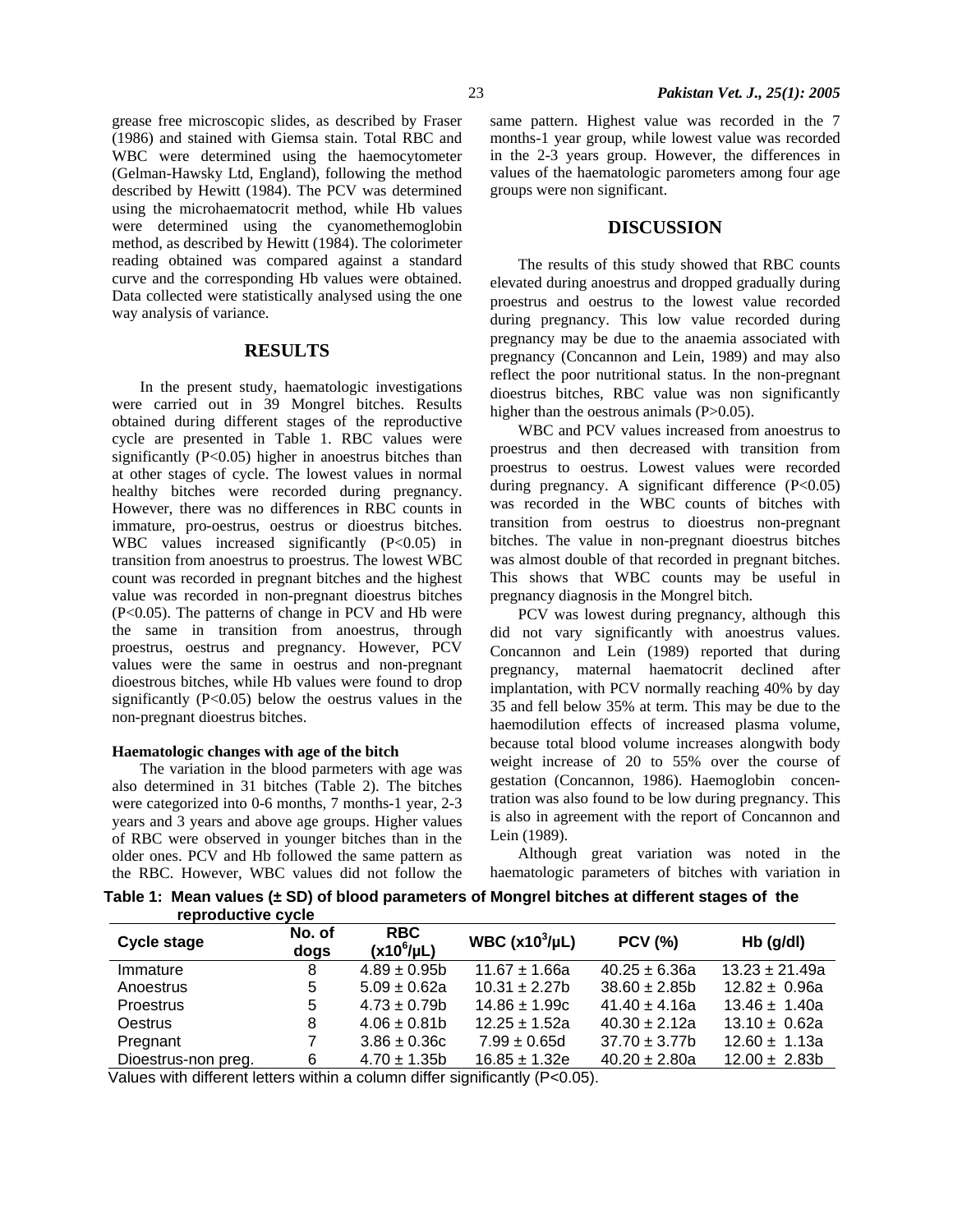grease free microscopic slides, as described by Fraser (1986) and stained with Giemsa stain. Total RBC and WBC were determined using the haemocytometer (Gelman-Hawsky Ltd, England), following the method described by Hewitt (1984). The PCV was determined using the microhaematocrit method, while Hb values were determined using the cyanomethemoglobin method, as described by Hewitt (1984). The colorimeter reading obtained was compared against a standard curve and the corresponding Hb values were obtained. Data collected were statistically analysed using the one way analysis of variance.

## RESULTS

In the present study, haematologic investigations were carried out in 39 Mongrel bitches. Results obtained during different stages of the reproductive cycle are presented in Table 1. RBC values were significantly ($P<0.05$) higher in anoestrus bitches than at other stages of cycle. The lowest values in normal healthy bitches were recorded during pregnancy. However, there was no differences in RBC counts in immature, pro-oestrus, oestrus or dioestrus bitches. WBC values increased significantly ($P<0.05$) in transition from anoestrus to proestrus. The lowest WBC count was recorded in pregnant bitches and the highest value was recorded in non-pregnant dioestrus bitches ($P<0.05$). The patterns of change in PCV and Hb were the same in transition from anoestrus, through proestrus, oestrus and pregnancy. However, PCV values were the same in oestrus and non-pregnant dioestrous bitches, while Hb values were found to drop significantly ($P<0.05$) below the oestrus values in the non-pregnant dioestrus bitches.

### Haematologic changes with age of the bitch

The variation in the blood parmeters with age was also determined in 31 bitches (Table 2). The bitches were categorized into 0-6 months, 7 months-1 year, 2-3 years and 3 years and above age groups. Higher values of RBC were observed in younger bitches than in the older ones. PCV and Hb followed the same pattern as the RBC. However, WBC values did not follow the same pattern. Highest value was recorded in the 7 months-1 year group, while lowest value was recorded in the 2-3 years group. However, the differences in values of the haematologic parometers among four age groups were non significant.

## DISCUSSION

The results of this study showed that RBC counts elevated during anoestrus and dropped gradually during proestrus and oestrus to the lowest value recorded during pregnancy. This low value recorded during pregnancy may be due to the anaemia associated with pregnancy (Concannon and Lein, 1989) and may also reflect the poor nutritional status. In the non-pregnant dioestrus bitches, RBC value was non significantly higher than the oestrous animals ($P>0.05$).

WBC and PCV values increased from anoestrus to proestrus and then decreased with transition from proestrus to oestrus. Lowest values were recorded during pregnancy. A significant difference ($P<0.05$) was recorded in the WBC counts of bitches with transition from oestrus to dioestrus non-pregnant bitches. The value in non-pregnant dioestrus bitches was almost double of that recorded in pregnant bitches. This shows that WBC counts may be useful in pregnancy diagnosis in the Mongrel bitch.

PCV was lowest during pregnancy, although this did not vary significantly with anoestrus values. Concannon and Lein (1989) reported that during pregnancy, maternal haematocrit declined after implantation, with PCV normally reaching 40% by day 35 and fell below 35% at term. This may be due to the haemodilution effects of increased plasma volume, because total blood volume increases alongwith body weight increase of 20 to 55% over the course of gestation (Concannon, 1986). Haemoglobin concentration was also found to be low during pregnancy. This is also in agreement with the report of Concannon and Lein (1989).

Although great variation was noted in the haematologic parameters of bitches with variation in

**Table 1: Mean values (± SD) of blood parameters of Mongrel bitches at different stages of the reproductive cycle**

| Cycle stage | No. of dogs | RBC ($x10^6$/μL) | WBC ($x10^3$/μL) | PCV (%) | Hb (g/dl) |
|---|---|---|---|---|---|
| Immature | 8 | 4.89 ± 0.95b | 11.67 ± 1.66a | 40.25 ± 6.36a | 13.23 ± 21.49a |
| Anoestrus | 5 | 5.09 ± 0.62a | 10.31 ± 2.27b | 38.60 ± 2.85b | 12.82 ± 0.96a |
| Proestrus | 5 | 4.73 ± 0.79b | 14.86 ± 1.99c | 41.40 ± 4.16a | 13.46 ± 1.40a |
| Oestrus | 8 | 4.06 ± 0.81b | 12.25 ± 1.52a | 40.30 ± 2.12a | 13.10 ± 0.62a |
| Pregnant | 7 | 3.86 ± 0.36c | 7.99 ± 0.65d | 37.70 ± 3.77b | 12.60 ± 1.13a |
| Dioestrus-non preg. | 6 | 4.70 ± 1.35b | 16.85 ± 1.32e | 40.20 ± 2.80a | 12.00 ± 2.83b |

Values with different letters within a column differ significantly ($P<0.05$).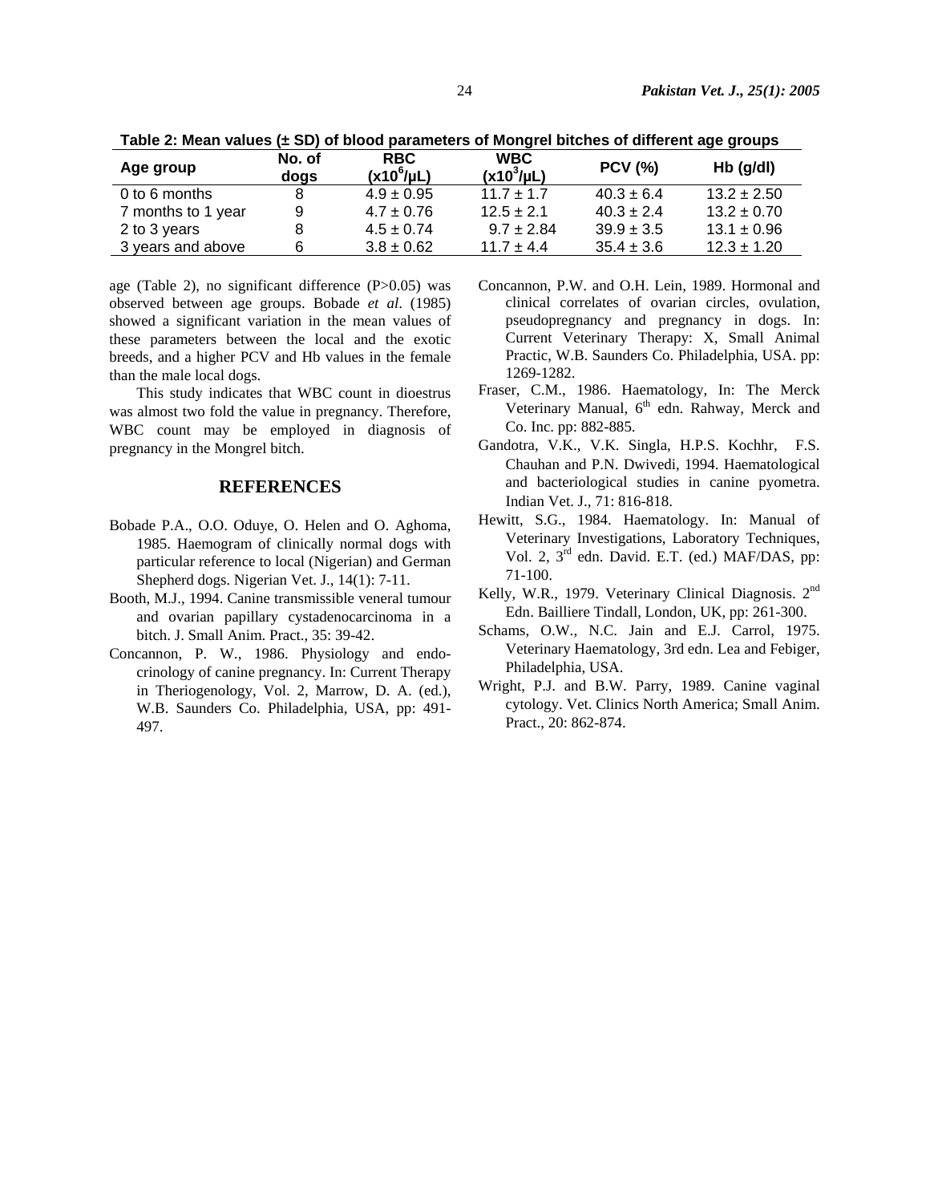**Table 2: Mean values (± SD) of blood parameters of Mongrel bitches of different age groups**

| Age group | No. of dogs | RBC ($x10^6/\mu L$) | WBC ($x10^3/\mu L$) | PCV (%) | Hb (g/dl) |
|---|---|---|---|---|---|
| 0 to 6 months | 8 | 4.9 ± 0.95 | 11.7 ± 1.7 | 40.3 ± 6.4 | 13.2 ± 2.50 |
| 7 months to 1 year | 9 | 4.7 ± 0.76 | 12.5 ± 2.1 | 40.3 ± 2.4 | 13.2 ± 0.70 |
| 2 to 3 years | 8 | 4.5 ± 0.74 | 9.7 ± 2.84 | 39.9 ± 3.5 | 13.1 ± 0.96 |
| 3 years and above | 6 | 3.8 ± 0.62 | 11.7 ± 4.4 | 35.4 ± 3.6 | 12.3 ± 1.20 |

age (Table 2), no significant difference (P>0.05) was observed between age groups. Bobade *et al*. (1985) showed a significant variation in the mean values of these parameters between the local and the exotic breeds, and a higher PCV and Hb values in the female than the male local dogs.

This study indicates that WBC count in dioestrus was almost two fold the value in pregnancy. Therefore, WBC count may be employed in diagnosis of pregnancy in the Mongrel bitch.

## REFERENCES

Bobade P.A., O.O. Oduye, O. Helen and O. Aghoma, 1985. Haemogram of clinically normal dogs with particular reference to local (Nigerian) and German Shepherd dogs. Nigerian Vet. J., 14(1): 7-11.

Booth, M.J., 1994. Canine transmissible veneral tumour and ovarian papillary cystadenocarcinoma in a bitch. J. Small Anim. Pract., 35: 39-42.

Concannon, P. W., 1986. Physiology and endocrinology of canine pregnancy. In: Current Therapy in Theriogenology, Vol. 2, Marrow, D. A. (ed.), W.B. Saunders Co. Philadelphia, USA, pp: 491-497.

Concannon, P.W. and O.H. Lein, 1989. Hormonal and clinical correlates of ovarian circles, ovulation, pseudopregnancy and pregnancy in dogs. In: Current Veterinary Therapy: X, Small Animal Practic, W.B. Saunders Co. Philadelphia, USA. pp: 1269-1282.

Fraser, C.M., 1986. Haematology, In: The Merck Veterinary Manual, 6th edn. Rahway, Merck and Co. Inc. pp: 882-885.

Gandotra, V.K., V.K. Singla, H.P.S. Kochhr, F.S. Chauhan and P.N. Dwivedi, 1994. Haematological and bacteriological studies in canine pyometra. Indian Vet. J., 71: 816-818.

Hewitt, S.G., 1984. Haematology. In: Manual of Veterinary Investigations, Laboratory Techniques, Vol. 2, 3rd edn. David. E.T. (ed.) MAF/DAS, pp: 71-100.

Kelly, W.R., 1979. Veterinary Clinical Diagnosis. 2nd Edn. Bailliere Tindall, London, UK, pp: 261-300.

Schams, O.W., N.C. Jain and E.J. Carrol, 1975. Veterinary Haematology, 3rd edn. Lea and Febiger, Philadelphia, USA.

Wright, P.J. and B.W. Parry, 1989. Canine vaginal cytology. Vet. Clinics North America; Small Anim. Pract., 20: 862-874.